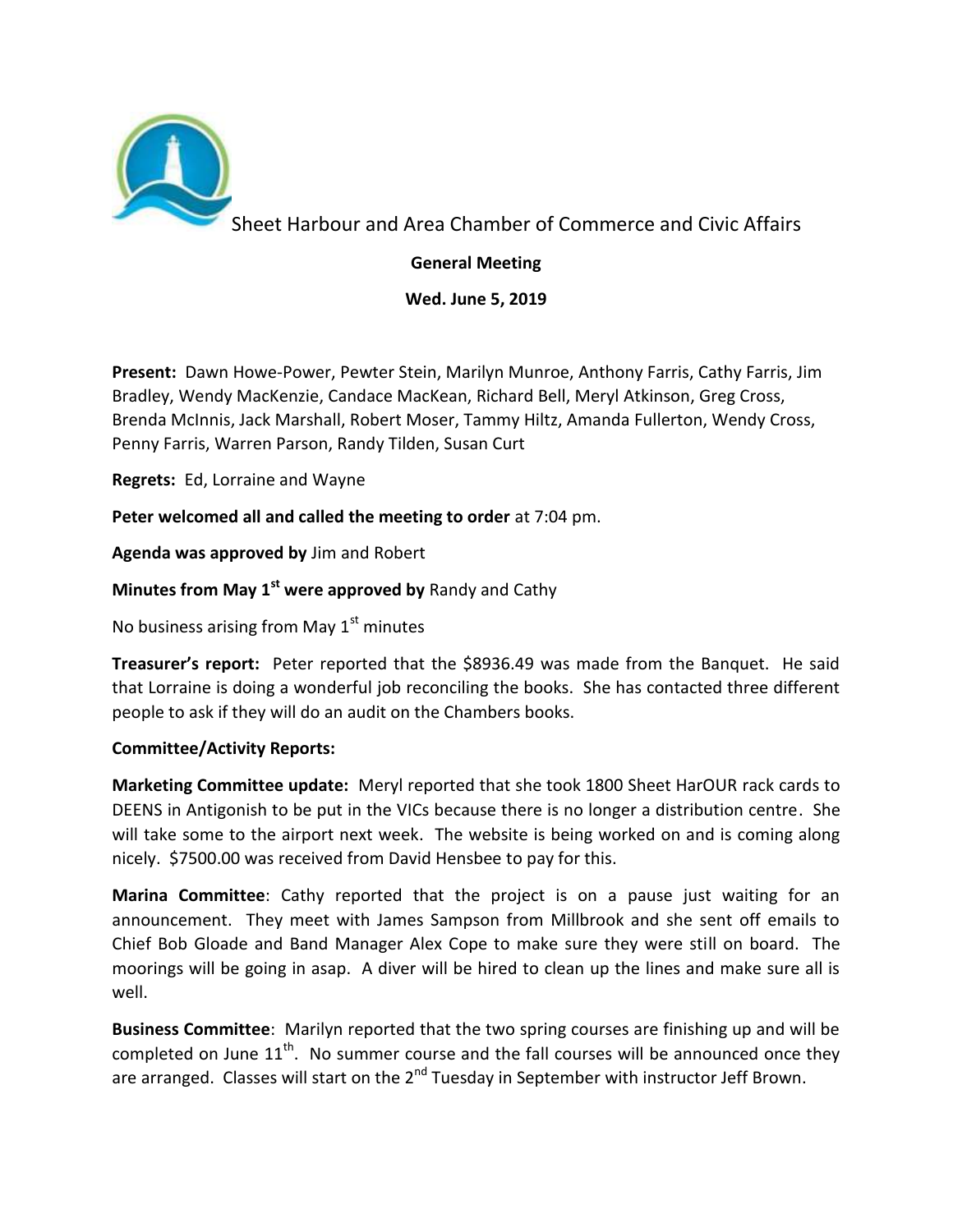# Sheet Harbour and Area Chamber of Commerce and Civic Affairs

**General Meeting**

**Wed. June 5, 2019**

**Present:** Dawn Howe-Power, Pewter Stein, Marilyn Munroe, Anthony Farris, Cathy Farris, Jim Bradley, Wendy MacKenzie, Candace MacKean, Richard Bell, Meryl Atkinson, Greg Cross, Brenda McInnis, Jack Marshall, Robert Moser, Tammy Hiltz, Amanda Fullerton, Wendy Cross, Penny Farris, Warren Parson, Randy Tilden, Susan Curt

**Regrets:** Ed, Lorraine and Wayne

**Peter welcomed all and called the meeting to order** at 7:04 pm.

**Agenda was approved by** Jim and Robert

**Minutes from May 1st were approved by** Randy and Cathy

No business arising from May 1st minutes

**Treasurer's report:** Peter reported that the $8936.49 was made from the Banquet. He said that Lorraine is doing a wonderful job reconciling the books. She has contacted three different people to ask if they will do an audit on the Chambers books.

**Committee/Activity Reports:**

**Marketing Committee update:** Meryl reported that she took 1800 Sheet HarOUR rack cards to DEENS in Antigonish to be put in the VICs because there is no longer a distribution centre. She will take some to the airport next week. The website is being worked on and is coming along nicely. $7500.00 was received from David Hensbee to pay for this.

**Marina Committee**: Cathy reported that the project is on a pause just waiting for an announcement. They meet with James Sampson from Millbrook and she sent off emails to Chief Bob Gloade and Band Manager Alex Cope to make sure they were still on board. The moorings will be going in asap. A diver will be hired to clean up the lines and make sure all is well.

**Business Committee**: Marilyn reported that the two spring courses are finishing up and will be completed on June 11th. No summer course and the fall courses will be announced once they are arranged. Classes will start on the 2nd Tuesday in September with instructor Jeff Brown.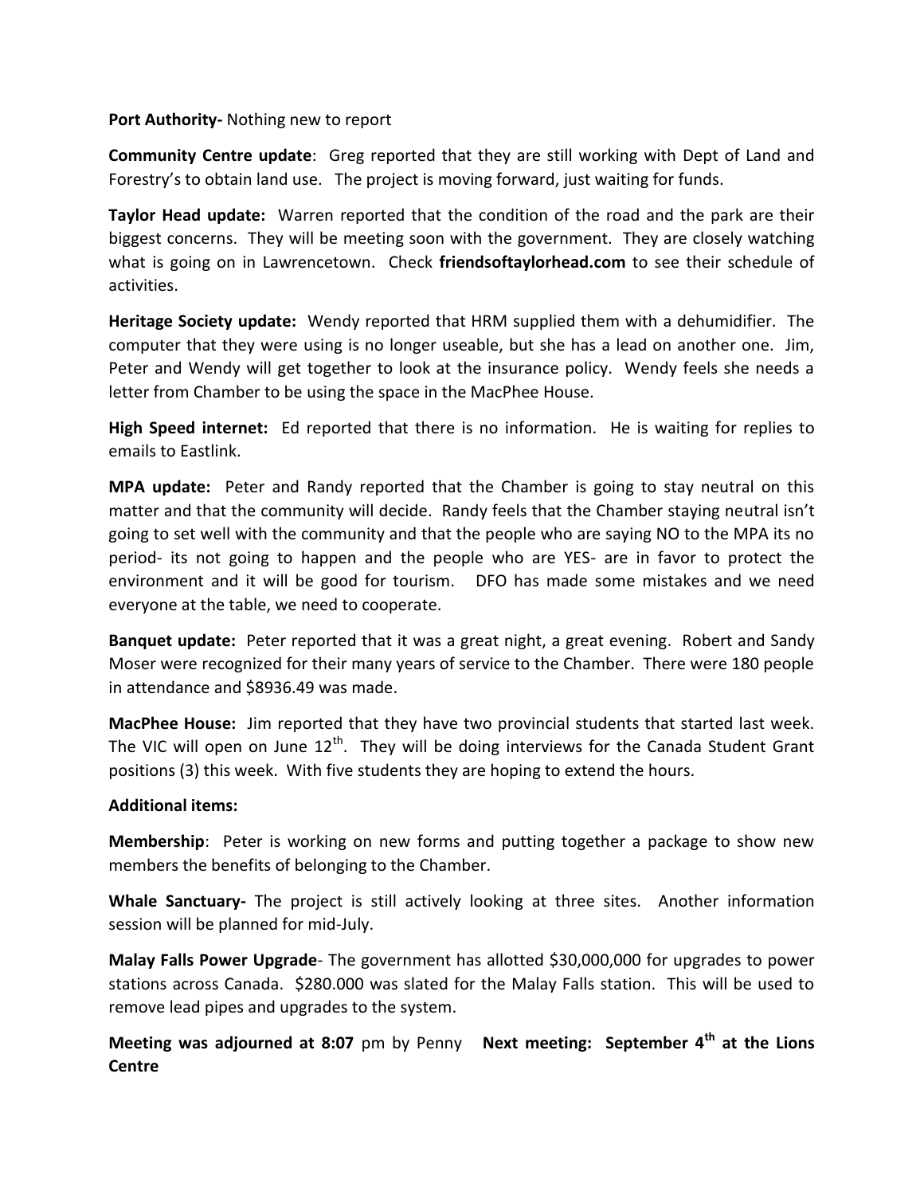**Port Authority-** Nothing new to report

**Community Centre update**: Greg reported that they are still working with Dept of Land and Forestry's to obtain land use. The project is moving forward, just waiting for funds.

**Taylor Head update:** Warren reported that the condition of the road and the park are their biggest concerns. They will be meeting soon with the government. They are closely watching what is going on in Lawrencetown. Check **friendsoftaylorhead.com** to see their schedule of activities.

**Heritage Society update:** Wendy reported that HRM supplied them with a dehumidifier. The computer that they were using is no longer useable, but she has a lead on another one. Jim, Peter and Wendy will get together to look at the insurance policy. Wendy feels she needs a letter from Chamber to be using the space in the MacPhee House.

**High Speed internet:** Ed reported that there is no information. He is waiting for replies to emails to Eastlink.

**MPA update:** Peter and Randy reported that the Chamber is going to stay neutral on this matter and that the community will decide. Randy feels that the Chamber staying neutral isn't going to set well with the community and that the people who are saying NO to the MPA its no period- its not going to happen and the people who are YES- are in favor to protect the environment and it will be good for tourism. DFO has made some mistakes and we need everyone at the table, we need to cooperate.

**Banquet update:** Peter reported that it was a great night, a great evening. Robert and Sandy Moser were recognized for their many years of service to the Chamber. There were 180 people in attendance and $8936.49 was made.

**MacPhee House:** Jim reported that they have two provincial students that started last week. The VIC will open on June 12th. They will be doing interviews for the Canada Student Grant positions (3) this week. With five students they are hoping to extend the hours.

**Additional items:**

**Membership**: Peter is working on new forms and putting together a package to show new members the benefits of belonging to the Chamber.

**Whale Sanctuary-** The project is still actively looking at three sites. Another information session will be planned for mid-July.

**Malay Falls Power Upgrade**- The government has allotted $30,000,000 for upgrades to power stations across Canada. $280.000 was slated for the Malay Falls station. This will be used to remove lead pipes and upgrades to the system.

**Meeting was adjourned at 8:07** pm by Penny **Next meeting: September 4th at the Lions Centre**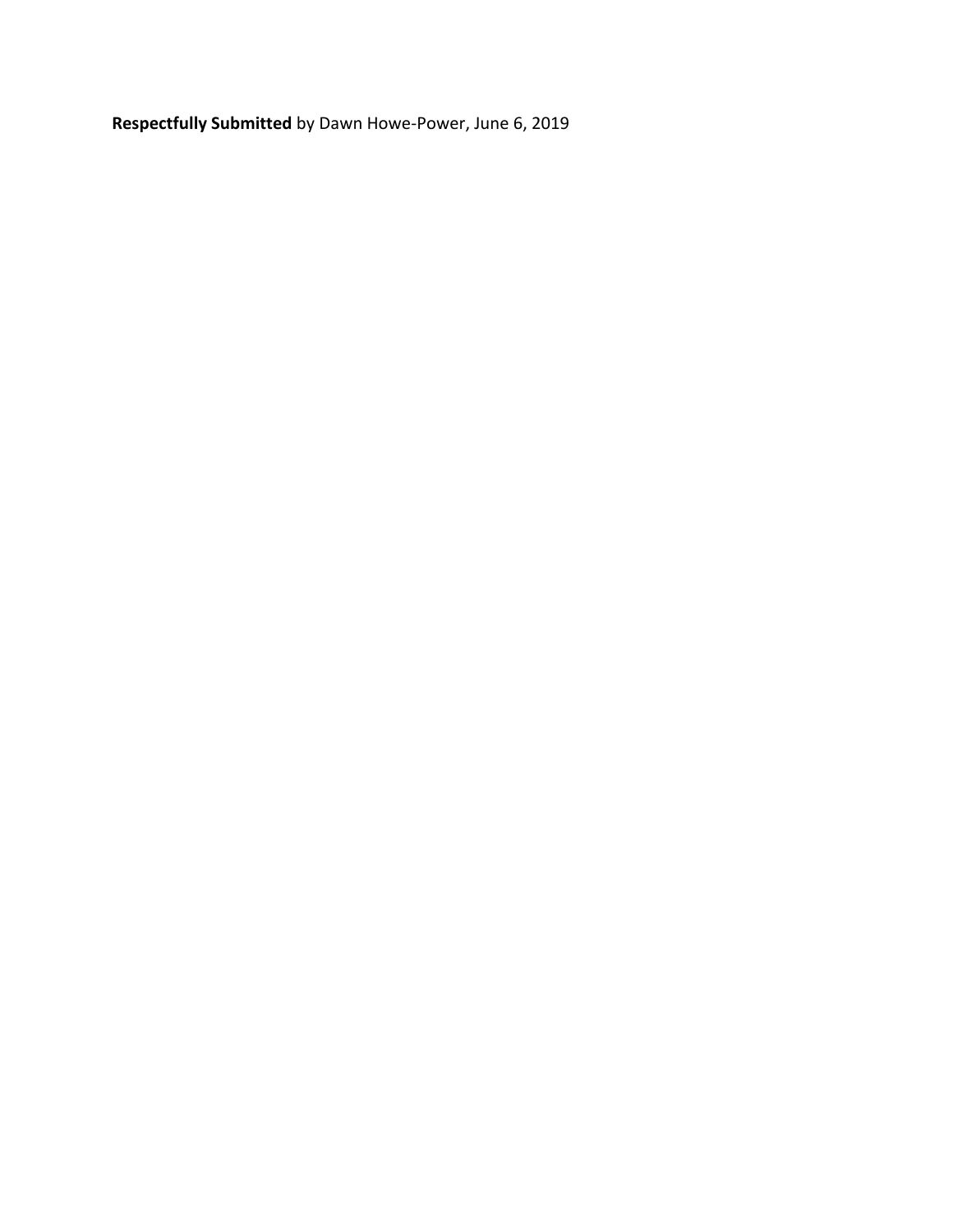**Respectfully Submitted** by Dawn Howe-Power, June 6, 2019